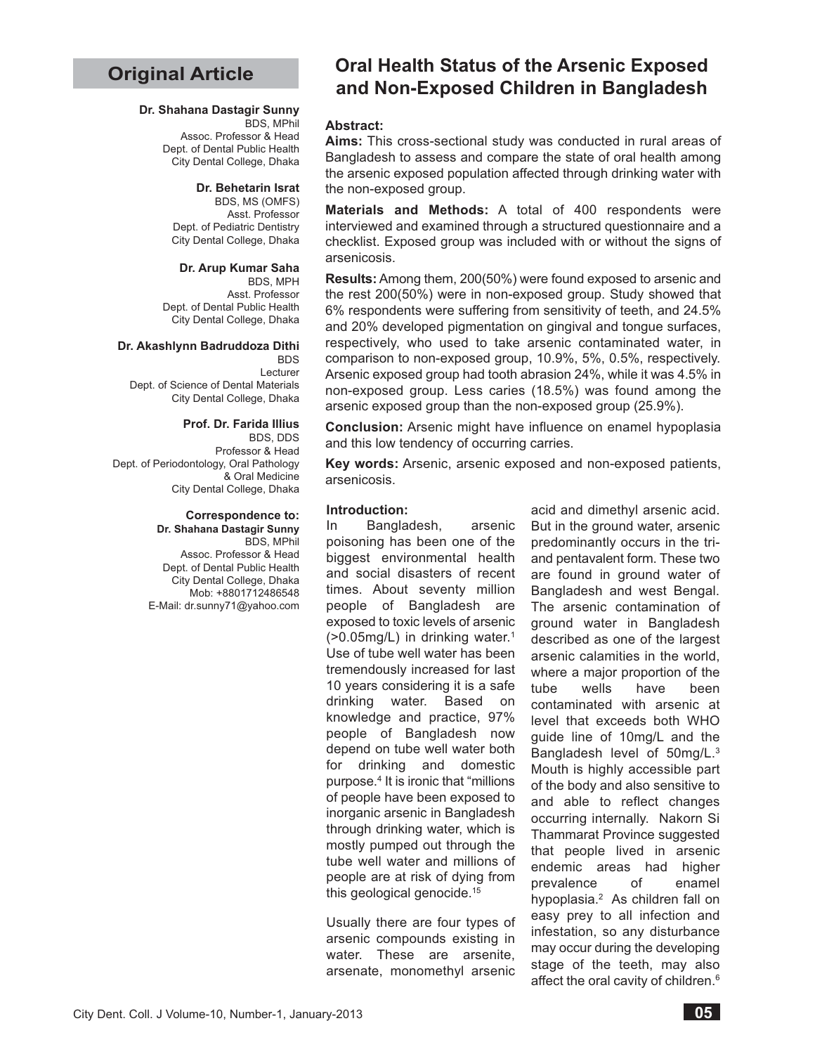Original Article

# Oral Health Status of the Arsenic Exposed and Non-Exposed Children in Bangladesh

**Dr. Shahana Dastagir Sunny**
BDS, MPhil
Assoc. Professor & Head
Dept. of Dental Public Health
City Dental College, Dhaka

**Dr. Behetarin Israt**
BDS, MS (OMFS)
Asst. Professor
Dept. of Pediatric Dentistry
City Dental College, Dhaka

**Dr. Arup Kumar Saha**
BDS, MPH
Asst. Professor
Dept. of Dental Public Health
City Dental College, Dhaka

**Dr. Akashlynn Badruddoza Dithi**
BDS
Lecturer
Dept. of Science of Dental Materials
City Dental College, Dhaka

**Prof. Dr. Farida Illius**
BDS, DDS
Professor & Head
Dept. of Periodontology, Oral Pathology & Oral Medicine
City Dental College, Dhaka

**Correspondence to:**
**Dr. Shahana Dastagir Sunny**
BDS, MPhil
Assoc. Professor & Head
Dept. of Dental Public Health
City Dental College, Dhaka
Mob: +8801712486548
E-Mail: dr.sunny71@yahoo.com

**Abstract:**

**Aims:** This cross-sectional study was conducted in rural areas of Bangladesh to assess and compare the state of oral health among the arsenic exposed population affected through drinking water with the non-exposed group.

**Materials and Methods:** A total of 400 respondents were interviewed and examined through a structured questionnaire and a checklist. Exposed group was included with or without the signs of arsenicosis.

**Results:** Among them, 200(50%) were found exposed to arsenic and the rest 200(50%) were in non-exposed group. Study showed that 6% respondents were suffering from sensitivity of teeth, and 24.5% and 20% developed pigmentation on gingival and tongue surfaces, respectively, who used to take arsenic contaminated water, in comparison to non-exposed group, 10.9%, 5%, 0.5%, respectively. Arsenic exposed group had tooth abrasion 24%, while it was 4.5% in non-exposed group. Less caries (18.5%) was found among the arsenic exposed group than the non-exposed group (25.9%).

**Conclusion:** Arsenic might have influence on enamel hypoplasia and this low tendency of occurring carries.

**Key words:** Arsenic, arsenic exposed and non-exposed patients, arsenicosis.

**Introduction:**

In Bangladesh, arsenic poisoning has been one of the biggest environmental health and social disasters of recent times. About seventy million people of Bangladesh are exposed to toxic levels of arsenic (>0.05mg/L) in drinking water.[1] Use of tube well water has been tremendously increased for last 10 years considering it is a safe drinking water. Based on knowledge and practice, 97% people of Bangladesh now depend on tube well water both for drinking and domestic purpose.[4] It is ironic that "millions of people have been exposed to inorganic arsenic in Bangladesh through drinking water, which is mostly pumped out through the tube well water and millions of people are at risk of dying from this geological genocide.[15]

Usually there are four types of arsenic compounds existing in water. These are arsenite, arsenate, monomethyl arsenic acid and dimethyl arsenic acid. But in the ground water, arsenic predominantly occurs in the tri- and pentavalent form. These two are found in ground water of Bangladesh and west Bengal. The arsenic contamination of ground water in Bangladesh described as one of the largest arsenic calamities in the world, where a major proportion of the tube wells have been contaminated with arsenic at level that exceeds both WHO guide line of 10mg/L and the Bangladesh level of 50mg/L.[3] Mouth is highly accessible part of the body and also sensitive to and able to reflect changes occurring internally. Nakorn Si Thammarat Province suggested that people lived in arsenic endemic areas had higher prevalence of enamel hypoplasia.[2] As children fall on easy prey to all infection and infestation, so any disturbance may occur during the developing stage of the teeth, may also affect the oral cavity of children.[6]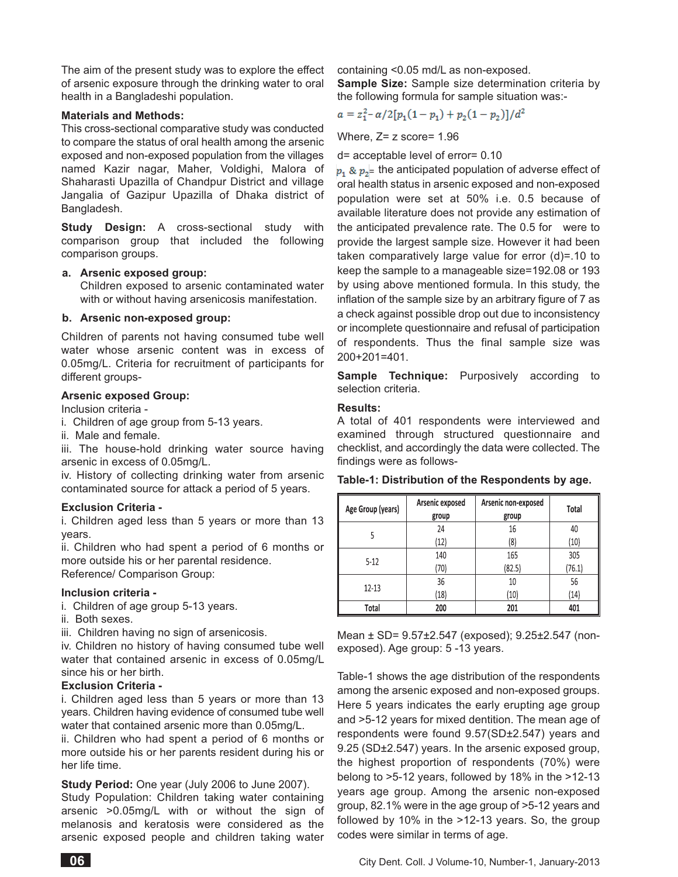The aim of the present study was to explore the effect of arsenic exposure through the drinking water to oral health in a Bangladeshi population.

**Materials and Methods:**

This cross-sectional comparative study was conducted to compare the status of oral health among the arsenic exposed and non-exposed population from the villages named Kazir nagar, Maher, Voldighi, Malora of Shaharasti Upazilla of Chandpur District and village Jangalia of Gazipur Upazilla of Dhaka district of Bangladesh.

**Study Design:** A cross-sectional study with comparison group that included the following comparison groups.

**a. Arsenic exposed group:**

Children exposed to arsenic contaminated water with or without having arsenicosis manifestation.

**b. Arsenic non-exposed group:**

Children of parents not having consumed tube well water whose arsenic content was in excess of 0.05mg/L. Criteria for recruitment of participants for different groups-

**Arsenic exposed Group:**

Inclusion criteria -

i. Children of age group from 5-13 years.

ii. Male and female.

iii. The house-hold drinking water source having arsenic in excess of 0.05mg/L.

iv. History of collecting drinking water from arsenic contaminated source for attack a period of 5 years.

**Exclusion Criteria -**

i. Children aged less than 5 years or more than 13 years.

ii. Children who had spent a period of 6 months or more outside his or her parental residence.

Reference/ Comparison Group:

**Inclusion criteria -**

i. Children of age group 5-13 years.

ii. Both sexes.

iii. Children having no sign of arsenicosis.

iv. Children no history of having consumed tube well water that contained arsenic in excess of 0.05mg/L since his or her birth.

**Exclusion Criteria -**

i. Children aged less than 5 years or more than 13 years. Children having evidence of consumed tube well water that contained arsenic more than 0.05mg/L.

ii. Children who had spent a period of 6 months or more outside his or her parents resident during his or her life time.

**Study Period:** One year (July 2006 to June 2007).

Study Population: Children taking water containing arsenic >0.05mg/L with or without the sign of melanosis and keratosis were considered as the arsenic exposed people and children taking water containing <0.05 md/L as non-exposed.

**Sample Size:** Sample size determination criteria by the following formula for sample situation was:-

$$a = z_1^2 - \alpha/2[p_1(1-p_1) + p_2(1-p_2)]/d^2$$

Where, Z= z score= 1.96

d= acceptable level of error= 0.10

$p_1$ & $p_2$= the anticipated population of adverse effect of oral health status in arsenic exposed and non-exposed population were set at 50% i.e. 0.5 because of available literature does not provide any estimation of the anticipated prevalence rate. The 0.5 for were to provide the largest sample size. However it had been taken comparatively large value for error (d)=.10 to keep the sample to a manageable size=192.08 or 193 by using above mentioned formula. In this study, the inflation of the sample size by an arbitrary figure of 7 as a check against possible drop out due to inconsistency or incomplete questionnaire and refusal of participation of respondents. Thus the final sample size was 200+201=401.

**Sample Technique:** Purposively according to selection criteria.

**Results:**

A total of 401 respondents were interviewed and examined through structured questionnaire and checklist, and accordingly the data were collected. The findings were as follows-

**Table-1: Distribution of the Respondents by age.**

| Age Group (years) | Arsenic exposed group | Arsenic non-exposed group | Total |
|---|---|---|---|
| 5 | 24 (12) | 16 (8) | 40 (10) |
| 5-12 | 140 (70) | 165 (82.5) | 305 (76.1) |
| 12-13 | 36 (18) | 10 (10) | 56 (14) |
| Total | 200 | 201 | 401 |

Mean ± SD= 9.57±2.547 (exposed); 9.25±2.547 (non-exposed). Age group: 5 -13 years.

Table-1 shows the age distribution of the respondents among the arsenic exposed and non-exposed groups. Here 5 years indicates the early erupting age group and >5-12 years for mixed dentition. The mean age of respondents were found 9.57(SD±2.547) years and 9.25 (SD±2.547) years. In the arsenic exposed group, the highest proportion of respondents (70%) were belong to >5-12 years, followed by 18% in the >12-13 years age group. Among the arsenic non-exposed group, 82.1% were in the age group of >5-12 years and followed by 10% in the >12-13 years. So, the group codes were similar in terms of age.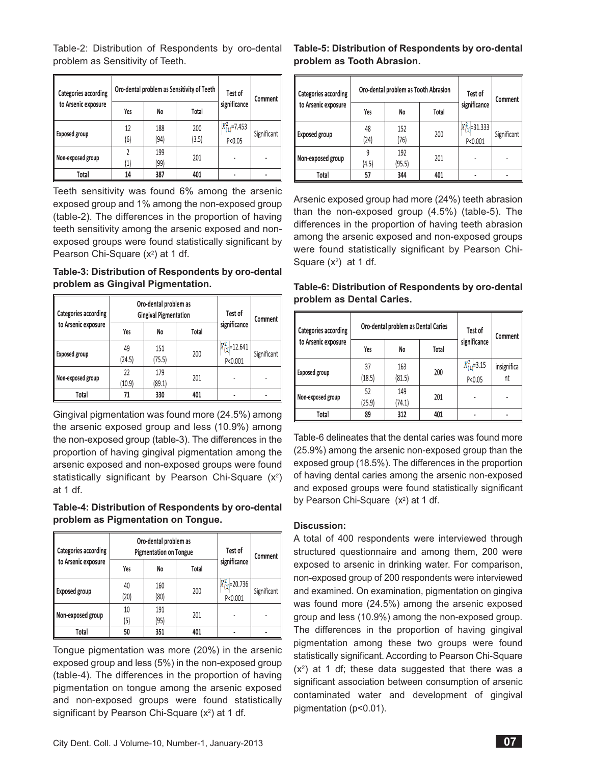Table-2: Distribution of Respondents by oro-dental problem as Sensitivity of Teeth.

| Categories according to Arsenic exposure | Oro-dental problem as Sensitivity of Teeth | | | Test of significance | Comment |
|---|---|---|---|---|---|
| | Yes | No | Total | | |
| Exposed group | 12 (6) | 188 (94) | 200 (3.5) | $X^2_{(1)}$=7.453 P<0.05 | Significant |
| Non-exposed group | 2 (1) | 199 (99) | 201 | - | - |
| Total | 14 | 387 | 401 | - | - |

Teeth sensitivity was found 6% among the arsenic exposed group and 1% among the non-exposed group (table-2). The differences in the proportion of having teeth sensitivity among the arsenic exposed and non-exposed groups were found statistically significant by Pearson Chi-Square ($x^2$) at 1 df.

**Table-3: Distribution of Respondents by oro-dental problem as Gingival Pigmentation.**

| Categories according to Arsenic exposure | Oro-dental problem as Gingival Pigmentation | | | Test of significance | Comment |
|---|---|---|---|---|---|
| | Yes | No | Total | | |
| Exposed group | 49 (24.5) | 151 (75.5) | 200 | $X^2_{(1)}$=12.641 P<0.001 | Significant |
| Non-exposed group | 22 (10.9) | 179 (89.1) | 201 | - | - |
| Total | 71 | 330 | 401 | - | - |

Gingival pigmentation was found more (24.5%) among the arsenic exposed group and less (10.9%) among the non-exposed group (table-3). The differences in the proportion of having gingival pigmentation among the arsenic exposed and non-exposed groups were found statistically significant by Pearson Chi-Square ($x^2$) at 1 df.

**Table-4: Distribution of Respondents by oro-dental problem as Pigmentation on Tongue.**

| Categories according to Arsenic exposure | Oro-dental problem as Pigmentation on Tongue | | | Test of significance | Comment |
|---|---|---|---|---|---|
| | Yes | No | Total | | |
| Exposed group | 40 (20) | 160 (80) | 200 | $X^2_{(1)}$=20.736 P<0.001 | Significant |
| Non-exposed group | 10 (5) | 191 (95) | 201 | - | - |
| Total | 50 | 351 | 401 | - | - |

Tongue pigmentation was more (20%) in the arsenic exposed group and less (5%) in the non-exposed group (table-4). The differences in the proportion of having pigmentation on tongue among the arsenic exposed and non-exposed groups were found statistically significant by Pearson Chi-Square ($x^2$) at 1 df.

**Table-5: Distribution of Respondents by oro-dental problem as Tooth Abrasion.**

| Categories according to Arsenic exposure | Oro-dental problem as Tooth Abrasion | | | Test of significance | Comment |
|---|---|---|---|---|---|
| | Yes | No | Total | | |
| Exposed group | 48 (24) | 152 (76) | 200 | $X^2_{(1)}$=31.333 P<0.001 | Significant |
| Non-exposed group | 9 (4.5) | 192 (95.5) | 201 | - | - |
| Total | 57 | 344 | 401 | - | - |

Arsenic exposed group had more (24%) teeth abrasion than the non-exposed group (4.5%) (table-5). The differences in the proportion of having teeth abrasion among the arsenic exposed and non-exposed groups were found statistically significant by Pearson Chi-Square ($x^2$) at 1 df.

**Table-6: Distribution of Respondents by oro-dental problem as Dental Caries.**

| Categories according to Arsenic exposure | Oro-dental problem as Dental Caries | | | Test of significance | Comment |
|---|---|---|---|---|---|
| | Yes | No | Total | | |
| Exposed group | 37 (18.5) | 163 (81.5) | 200 | $X^2_{(1)}$=3.15 P<0.05 | insignificant |
| Non-exposed group | 52 (25.9) | 149 (74.1) | 201 | - | - |
| Total | 89 | 312 | 401 | - | - |

Table-6 delineates that the dental caries was found more (25.9%) among the arsenic non-exposed group than the exposed group (18.5%). The differences in the proportion of having dental caries among the arsenic non-exposed and exposed groups were found statistically significant by Pearson Chi-Square ($x^2$) at 1 df.

**Discussion:**

A total of 400 respondents were interviewed through structured questionnaire and among them, 200 were exposed to arsenic in drinking water. For comparison, non-exposed group of 200 respondents were interviewed and examined. On examination, pigmentation on gingiva was found more (24.5%) among the arsenic exposed group and less (10.9%) among the non-exposed group. The differences in the proportion of having gingival pigmentation among these two groups were found statistically significant. According to Pearson Chi-Square ($x^2$) at 1 df; these data suggested that there was a significant association between consumption of arsenic contaminated water and development of gingival pigmentation (p<0.01).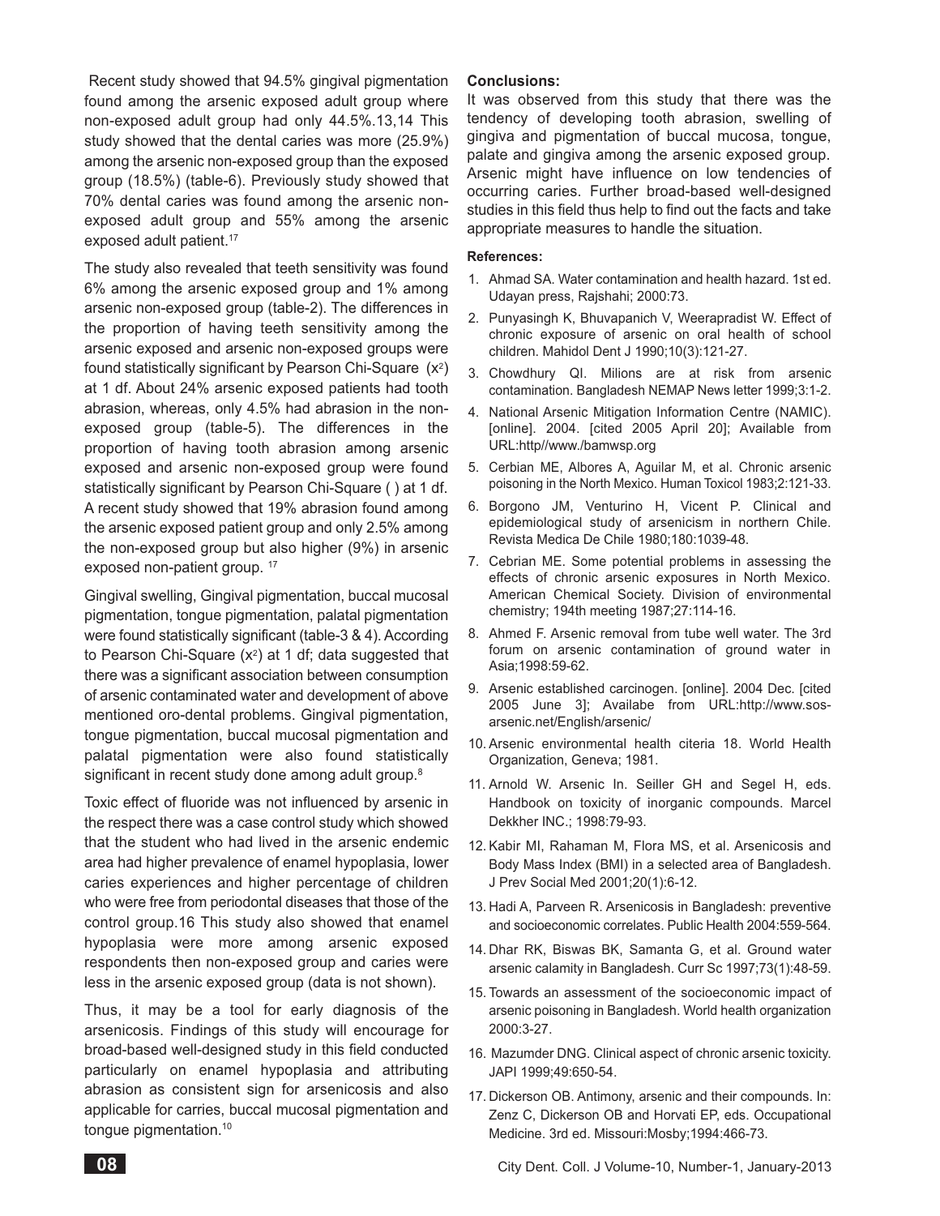Recent study showed that 94.5% gingival pigmentation found among the arsenic exposed adult group where non-exposed adult group had only 44.5%.13,14 This study showed that the dental caries was more (25.9%) among the arsenic non-exposed group than the exposed group (18.5%) (table-6). Previously study showed that 70% dental caries was found among the arsenic non-exposed adult group and 55% among the arsenic exposed adult patient.[17]

The study also revealed that teeth sensitivity was found 6% among the arsenic exposed group and 1% among arsenic non-exposed group (table-2). The differences in the proportion of having teeth sensitivity among the arsenic exposed and arsenic non-exposed groups were found statistically significant by Pearson Chi-Square ($x^2$) at 1 df. About 24% arsenic exposed patients had tooth abrasion, whereas, only 4.5% had abrasion in the non-exposed group (table-5). The differences in the proportion of having tooth abrasion among arsenic exposed and arsenic non-exposed group were found statistically significant by Pearson Chi-Square ( ) at 1 df. A recent study showed that 19% abrasion found among the arsenic exposed patient group and only 2.5% among the non-exposed group but also higher (9%) in arsenic exposed non-patient group. [17]

Gingival swelling, Gingival pigmentation, buccal mucosal pigmentation, tongue pigmentation, palatal pigmentation were found statistically significant (table-3 & 4). According to Pearson Chi-Square ($x^2$) at 1 df; data suggested that there was a significant association between consumption of arsenic contaminated water and development of above mentioned oro-dental problems. Gingival pigmentation, tongue pigmentation, buccal mucosal pigmentation and palatal pigmentation were also found statistically significant in recent study done among adult group.[8]

Toxic effect of fluoride was not influenced by arsenic in the respect there was a case control study which showed that the student who had lived in the arsenic endemic area had higher prevalence of enamel hypoplasia, lower caries experiences and higher percentage of children who were free from periodontal diseases that those of the control group.16 This study also showed that enamel hypoplasia were more among arsenic exposed respondents then non-exposed group and caries were less in the arsenic exposed group (data is not shown).

Thus, it may be a tool for early diagnosis of the arsenicosis. Findings of this study will encourage for broad-based well-designed study in this field conducted particularly on enamel hypoplasia and attributing abrasion as consistent sign for arsenicosis and also applicable for carries, buccal mucosal pigmentation and tongue pigmentation.[10]

**Conclusions:**

It was observed from this study that there was the tendency of developing tooth abrasion, swelling of gingiva and pigmentation of buccal mucosa, tongue, palate and gingiva among the arsenic exposed group. Arsenic might have influence on low tendencies of occurring caries. Further broad-based well-designed studies in this field thus help to find out the facts and take appropriate measures to handle the situation.

**References:**

1. Ahmad SA. Water contamination and health hazard. 1st ed. Udayan press, Rajshahi; 2000:73.
2. Punyasingh K, Bhuvapanich V, Weerapradist W. Effect of chronic exposure of arsenic on oral health of school children. Mahidol Dent J 1990;10(3):121-27.
3. Chowdhury QI. Milions are at risk from arsenic contamination. Bangladesh NEMAP News letter 1999;3:1-2.
4. National Arsenic Mitigation Information Centre (NAMIC). [online]. 2004. [cited 2005 April 20]; Available from URL:http//www./bamwsp.org
5. Cerbian ME, Albores A, Aguilar M, et al. Chronic arsenic poisoning in the North Mexico. Human Toxicol 1983;2:121-33.
6. Borgono JM, Venturino H, Vicent P. Clinical and epidemiological study of arsenicism in northern Chile. Revista Medica De Chile 1980;180:1039-48.
7. Cebrian ME. Some potential problems in assessing the effects of chronic arsenic exposures in North Mexico. American Chemical Society. Division of environmental chemistry; 194th meeting 1987;27:114-16.
8. Ahmed F. Arsenic removal from tube well water. The 3rd forum on arsenic contamination of ground water in Asia;1998:59-62.
9. Arsenic established carcinogen. [online]. 2004 Dec. [cited 2005 June 3]; Availabe from URL:http://www.sos-arsenic.net/English/arsenic/
10. Arsenic environmental health citeria 18. World Health Organization, Geneva; 1981.
11. Arnold W. Arsenic In. Seiller GH and Segel H, eds. Handbook on toxicity of inorganic compounds. Marcel Dekkher INC.; 1998:79-93.
12. Kabir MI, Rahaman M, Flora MS, et al. Arsenicosis and Body Mass Index (BMI) in a selected area of Bangladesh. J Prev Social Med 2001;20(1):6-12.
13. Hadi A, Parveen R. Arsenicosis in Bangladesh: preventive and socioeconomic correlates. Public Health 2004:559-564.
14. Dhar RK, Biswas BK, Samanta G, et al. Ground water arsenic calamity in Bangladesh. Curr Sc 1997;73(1):48-59.
15. Towards an assessment of the socioeconomic impact of arsenic poisoning in Bangladesh. World health organization 2000:3-27.
16. Mazumder DNG. Clinical aspect of chronic arsenic toxicity. JAPI 1999;49:650-54.
17. Dickerson OB. Antimony, arsenic and their compounds. In: Zenz C, Dickerson OB and Horvati EP, eds. Occupational Medicine. 3rd ed. Missouri:Mosby;1994:466-73.